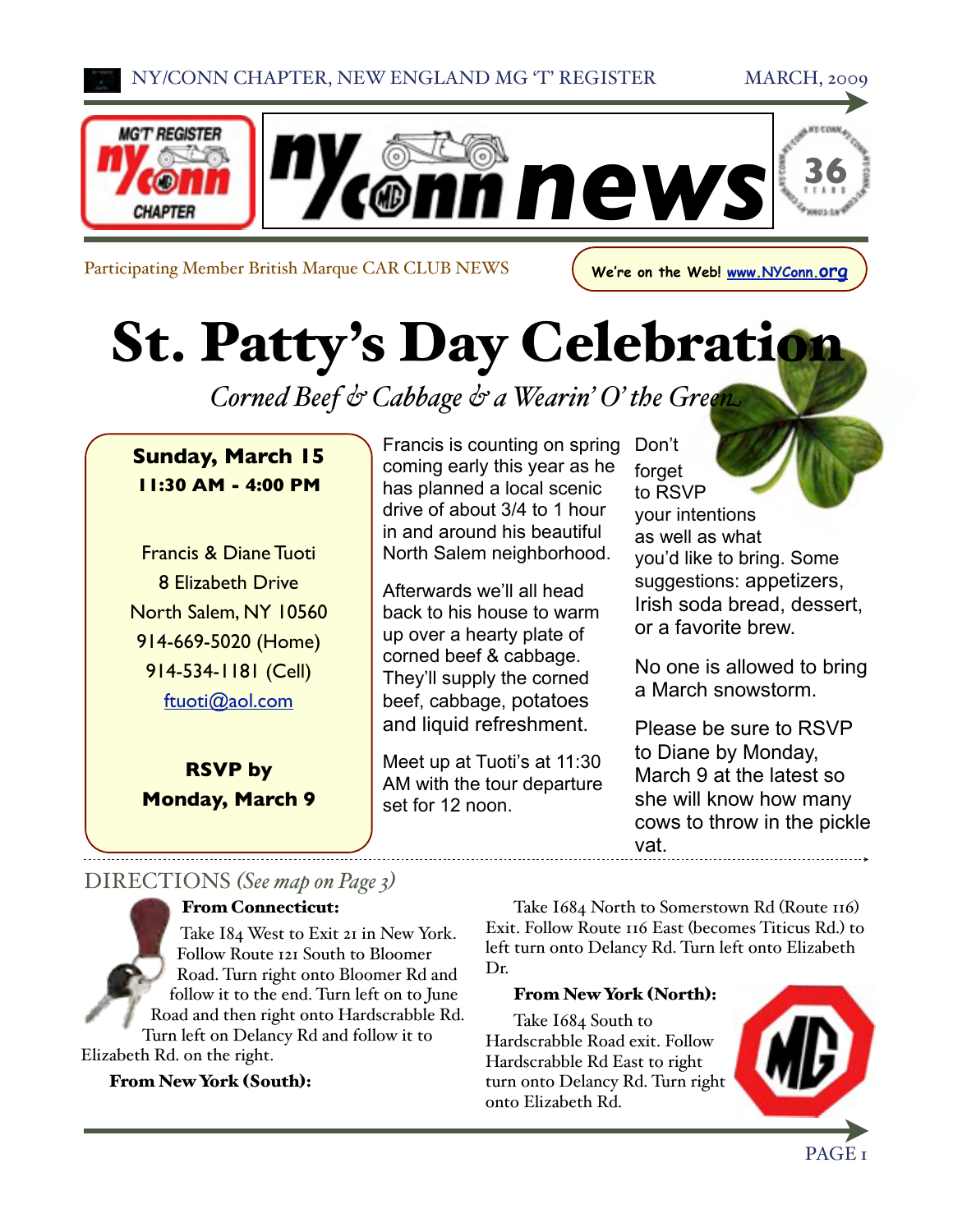NY/CONN CHAPTER, NEW ENGLAND MG 'T' REGISTER — MARCH, 2009

# nyconn news

Participating Member British Marque CAR CLUB NEWS

We're on the Web! www.NYConn.org

# St. Patty's Day Celebration

*Corned Beef & Cabbage & a Wearin' O' the Green*

**Sunday, March 15**
**11:30 AM - 4:00 PM**

Francis & Diane Tuoti
8 Elizabeth Drive
North Salem, NY 10560
914-669-5020 (Home)
914-534-1181 (Cell)
ftuoti@aol.com

**RSVP by Monday, March 9**

Francis is counting on spring coming early this year as he has planned a local scenic drive of about 3/4 to 1 hour in and around his beautiful North Salem neighborhood.

Afterwards we'll all head back to his house to warm up over a hearty plate of corned beef & cabbage. They'll supply the corned beef, cabbage, potatoes and liquid refreshment.

Meet up at Tuoti's at 11:30 AM with the tour departure set for 12 noon.

Don't forget to RSVP your intentions as well as what you'd like to bring. Some suggestions: appetizers, Irish soda bread, dessert, or a favorite brew.

No one is allowed to bring a March snowstorm.

Please be sure to RSVP to Diane by Monday, March 9 at the latest so she will know how many cows to throw in the pickle vat.

## DIRECTIONS *(See map on Page 3)*

**From Connecticut:**

Take I84 West to Exit 21 in New York. Follow Route 121 South to Bloomer Road. Turn right onto Bloomer Rd and follow it to the end. Turn left on to June Road and then right onto Hardscrabble Rd. Turn left on Delancy Rd and follow it to Elizabeth Rd. on the right.

**From New York (South):**

Take I684 North to Somerstown Rd (Route 116) Exit. Follow Route 116 East (becomes Titicus Rd.) to left turn onto Delancy Rd. Turn left onto Elizabeth Dr.

**From New York (North):**

Take I684 South to Hardscrabble Road exit. Follow Hardscrabble Rd East to right turn onto Delancy Rd. Turn right onto Elizabeth Rd.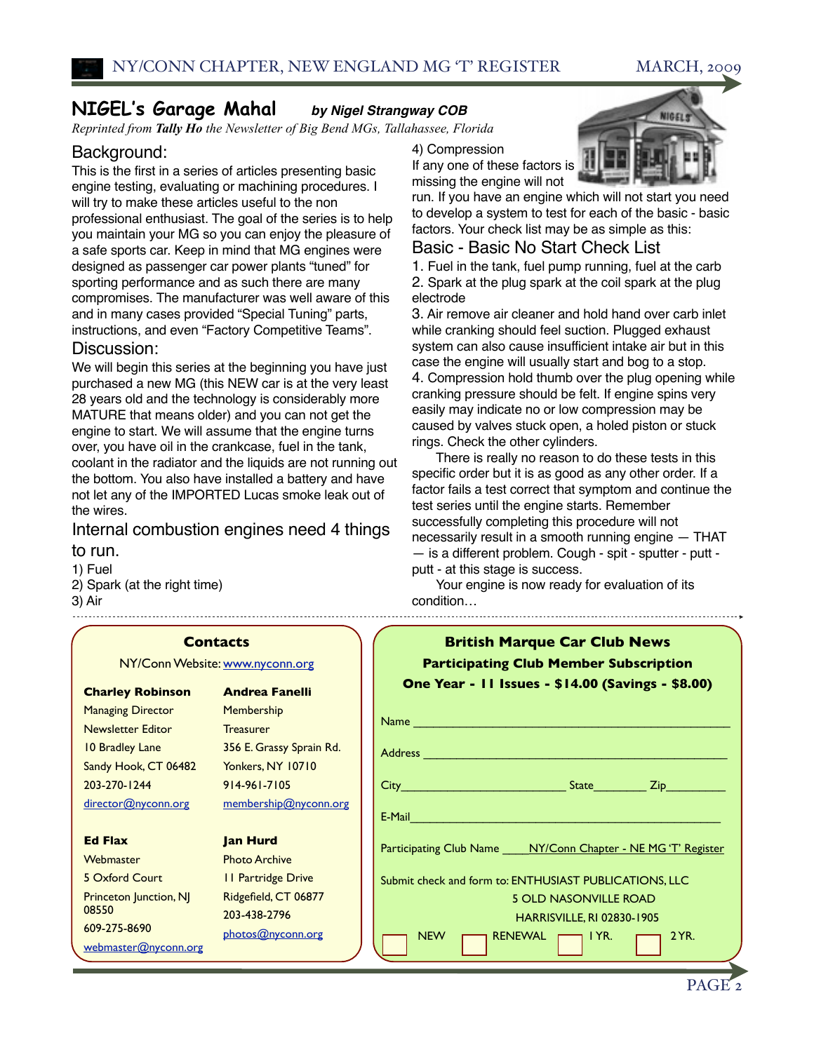## NIGEL's Garage Mahal

***by Nigel Strangway COB***

*Reprinted from **Tally Ho** the Newsletter of Big Bend MGs, Tallahassee, Florida*

### Background:

This is the first in a series of articles presenting basic engine testing, evaluating or machining procedures. I will try to make these articles useful to the non professional enthusiast. The goal of the series is to help you maintain your MG so you can enjoy the pleasure of a safe sports car. Keep in mind that MG engines were designed as passenger car power plants "tuned" for sporting performance and as such there are many compromises. The manufacturer was well aware of this and in many cases provided "Special Tuning" parts, instructions, and even "Factory Competitive Teams".

### Discussion:

We will begin this series at the beginning you have just purchased a new MG (this NEW car is at the very least 28 years old and the technology is considerably more MATURE that means older) and you can not get the engine to start. We will assume that the engine turns over, you have oil in the crankcase, fuel in the tank, coolant in the radiator and the liquids are not running out the bottom. You also have installed a battery and have not let any of the IMPORTED Lucas smoke leak out of the wires.

### Internal combustion engines need 4 things to run.

1) Fuel
2) Spark (at the right time)
3) Air
4) Compression

If any one of these factors is missing the engine will not run. If you have an engine which will not start you need to develop a system to test for each of the basic - basic factors. Your check list may be as simple as this:

### Basic - Basic No Start Check List

1. Fuel in the tank, fuel pump running, fuel at the carb
2. Spark at the plug spark at the coil spark at the plug electrode
3. Air remove air cleaner and hold hand over carb inlet while cranking should feel suction. Plugged exhaust system can also cause insufficient intake air but in this case the engine will usually start and bog to a stop.
4. Compression hold thumb over the plug opening while cranking pressure should be felt. If engine spins very easily may indicate no or low compression may be caused by valves stuck open, a holed piston or stuck rings. Check the other cylinders.

There is really no reason to do these tests in this specific order but it is as good as any other order. If a factor fails a test correct that symptom and continue the test series until the engine starts. Remember successfully completing this procedure will not necessarily result in a smooth running engine — THAT — is a different problem. Cough - spit - sputter - putt - putt - at this stage is success.

Your engine is now ready for evaluation of its condition…

---

### Contacts

NY/Conn Website: www.nyconn.org

**Charley Robinson**
Managing Director
Newsletter Editor
10 Bradley Lane
Sandy Hook, CT 06482
203-270-1244
director@nyconn.org

**Andrea Fanelli**
Membership
Treasurer
356 E. Grassy Sprain Rd.
Yonkers, NY 10710
914-961-7105
membership@nyconn.org

**Ed Flax**
Webmaster
5 Oxford Court
Princeton Junction, NJ 08550
609-275-8690
webmaster@nyconn.org

**Jan Hurd**
Photo Archive
11 Partridge Drive
Ridgefield, CT 06877
203-438-2796
photos@nyconn.org

---

### British Marque Car Club News

**Participating Club Member Subscription**

**One Year - 11 Issues - $14.00 (Savings - $8.00)**

Name ______________________________

Address ______________________________

City______________________ State________ Zip_________

E-Mail______________________________

Participating Club Name ____NY/Conn Chapter - NE MG 'T' Register

Submit check and form to: ENTHUSIAST PUBLICATIONS, LLC
5 OLD NASONVILLE ROAD
HARRISVILLE, RI 02830-1905

☐ NEW ☐ RENEWAL ☐ 1 YR. ☐ 2 YR.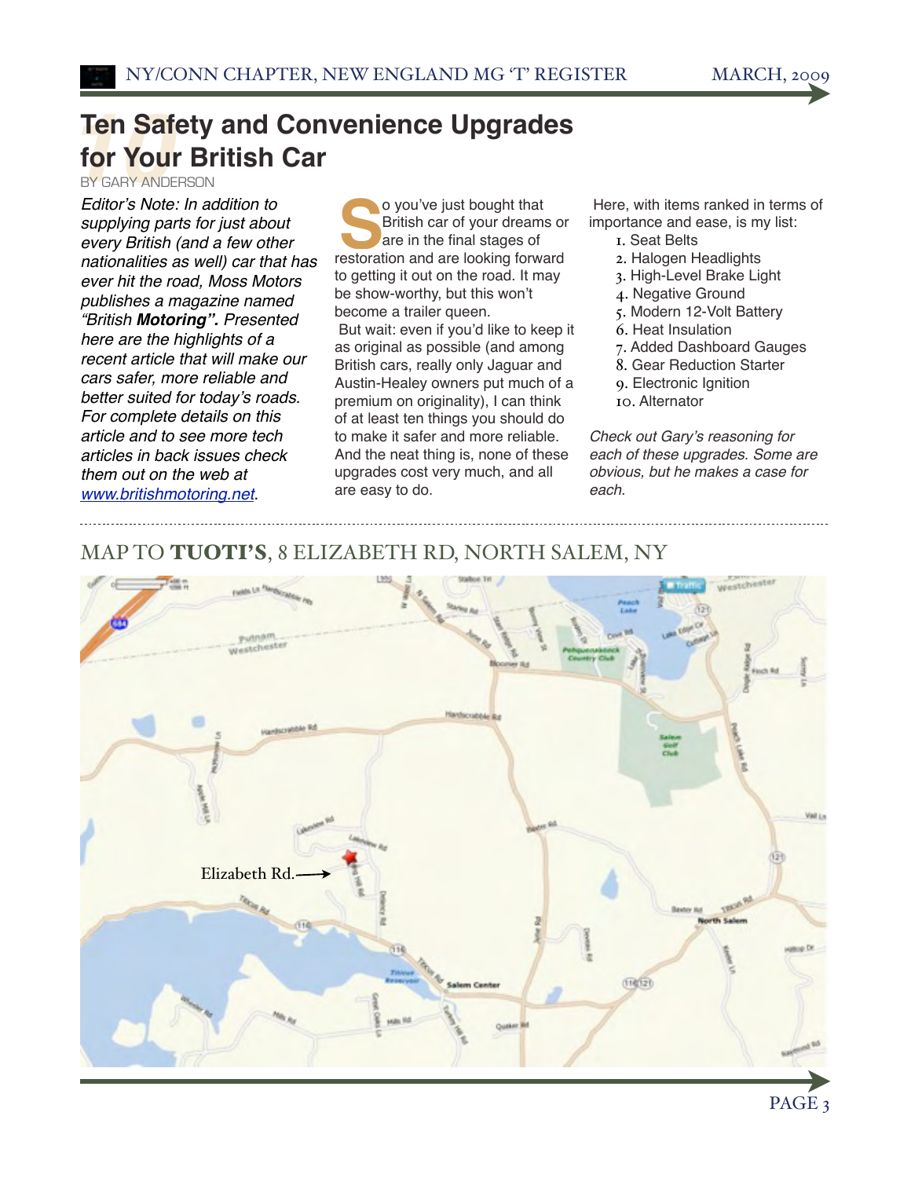# Ten Safety and Convenience Upgrades for Your British Car

BY GARY ANDERSON

*Editor's Note: In addition to supplying parts for just about every British (and a few other nationalities as well) car that has ever hit the road, Moss Motors publishes a magazine named "British* ***Motoring****". Presented here are the highlights of a recent article that will make our cars safer, more reliable and better suited for today's roads. For complete details on this article and to see more tech articles in back issues check them out on the web at [www.britishmotoring.net](http://www.britishmotoring.net).*

So you've just bought that British car of your dreams or are in the final stages of restoration and are looking forward to getting it out on the road. It may be show-worthy, but this won't become a trailer queen.

But wait: even if you'd like to keep it as original as possible (and among British cars, really only Jaguar and Austin-Healey owners put much of a premium on originality), I can think of at least ten things you should do to make it safer and more reliable. And the neat thing is, none of these upgrades cost very much, and all are easy to do.

Here, with items ranked in terms of importance and ease, is my list:

1. Seat Belts
2. Halogen Headlights
3. High-Level Brake Light
4. Negative Ground
5. Modern 12-Volt Battery
6. Heat Insulation
7. Added Dashboard Gauges
8. Gear Reduction Starter
9. Electronic Ignition
10. Alternator

*Check out Gary's reasoning for each of these upgrades. Some are obvious, but he makes a case for each.*

## MAP TO **TUOTI'S**, 8 ELIZABETH RD, NORTH SALEM, NY

Elizabeth Rd.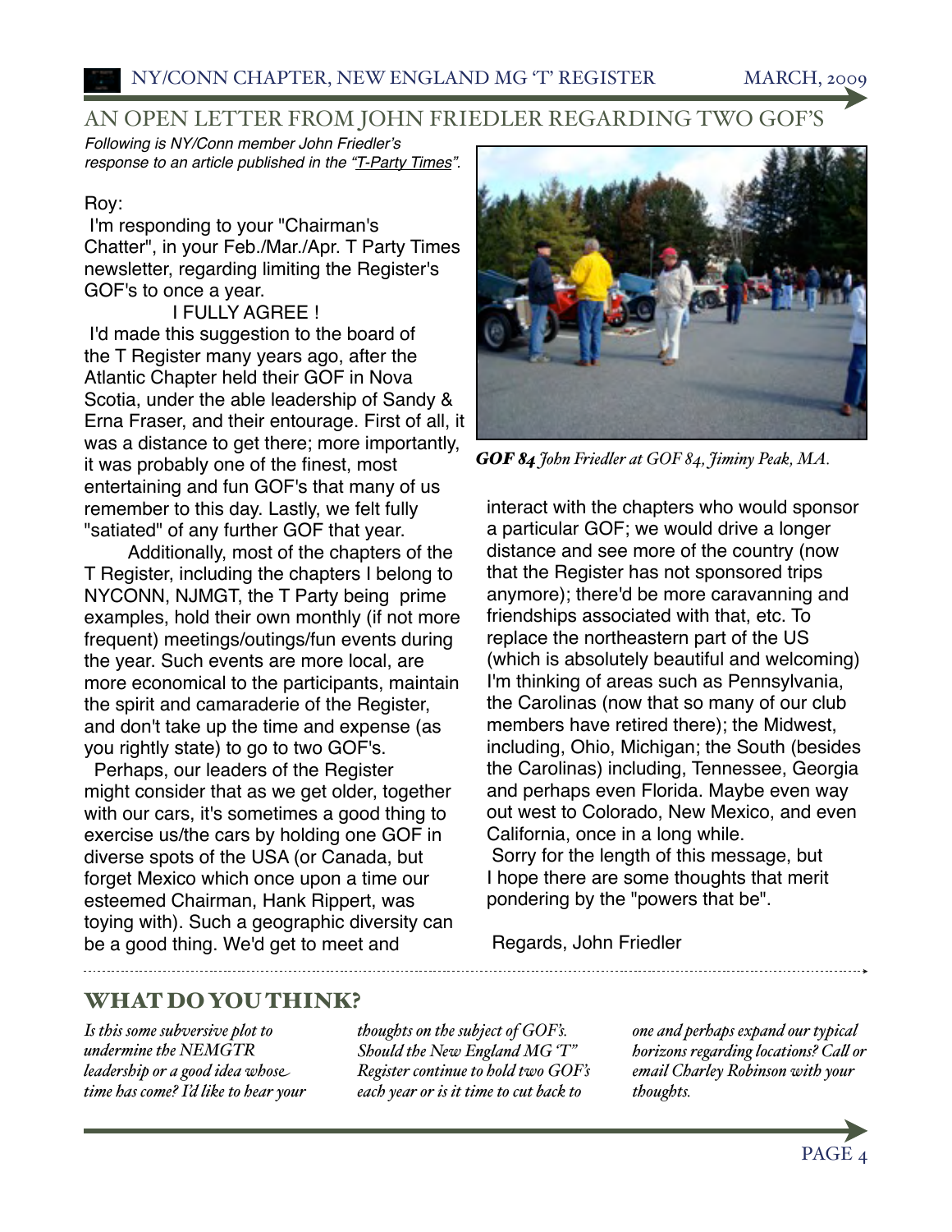## AN OPEN LETTER FROM JOHN FRIEDLER REGARDING TWO GOF'S

*Following is NY/Conn member John Friedler's response to an article published in the "T-Party Times".*

Roy:

I'm responding to your "Chairman's Chatter", in your Feb./Mar./Apr. T Party Times newsletter, regarding limiting the Register's GOF's to once a year.

I FULLY AGREE !

I'd made this suggestion to the board of the T Register many years ago, after the Atlantic Chapter held their GOF in Nova Scotia, under the able leadership of Sandy & Erna Fraser, and their entourage. First of all, it was a distance to get there; more importantly, it was probably one of the finest, most entertaining and fun GOF's that many of us remember to this day. Lastly, we felt fully "satiated" of any further GOF that year.

Additionally, most of the chapters of the T Register, including the chapters I belong to NYCONN, NJMGT, the T Party being prime examples, hold their own monthly (if not more frequent) meetings/outings/fun events during the year. Such events are more local, are more economical to the participants, maintain the spirit and camaraderie of the Register, and don't take up the time and expense (as you rightly state) to go to two GOF's.

Perhaps, our leaders of the Register might consider that as we get older, together with our cars, it's sometimes a good thing to exercise us/the cars by holding one GOF in diverse spots of the USA (or Canada, but forget Mexico which once upon a time our esteemed Chairman, Hank Rippert, was toying with). Such a geographic diversity can be a good thing. We'd get to meet and interact with the chapters who would sponsor a particular GOF; we would drive a longer distance and see more of the country (now that the Register has not sponsored trips anymore); there'd be more caravanning and friendships associated with that, etc. To replace the northeastern part of the US (which is absolutely beautiful and welcoming) I'm thinking of areas such as Pennsylvania, the Carolinas (now that so many of our club members have retired there); the Midwest, including, Ohio, Michigan; the South (besides the Carolinas) including, Tennessee, Georgia and perhaps even Florida. Maybe even way out west to Colorado, New Mexico, and even California, once in a long while.

Sorry for the length of this message, but I hope there are some thoughts that merit pondering by the "powers that be".

Regards, John Friedler

***GOF 84** John Friedler at GOF 84, Jiminy Peak, MA.*

## WHAT DO YOU THINK?

*Is this some subversive plot to undermine the NEMGTR leadership or a good idea whose time has come? I'd like to hear your thoughts on the subject of GOF's. Should the New England MG 'T" Register continue to hold two GOF's each year or is it time to cut back to one and perhaps expand our typical horizons regarding locations? Call or email Charley Robinson with your thoughts.*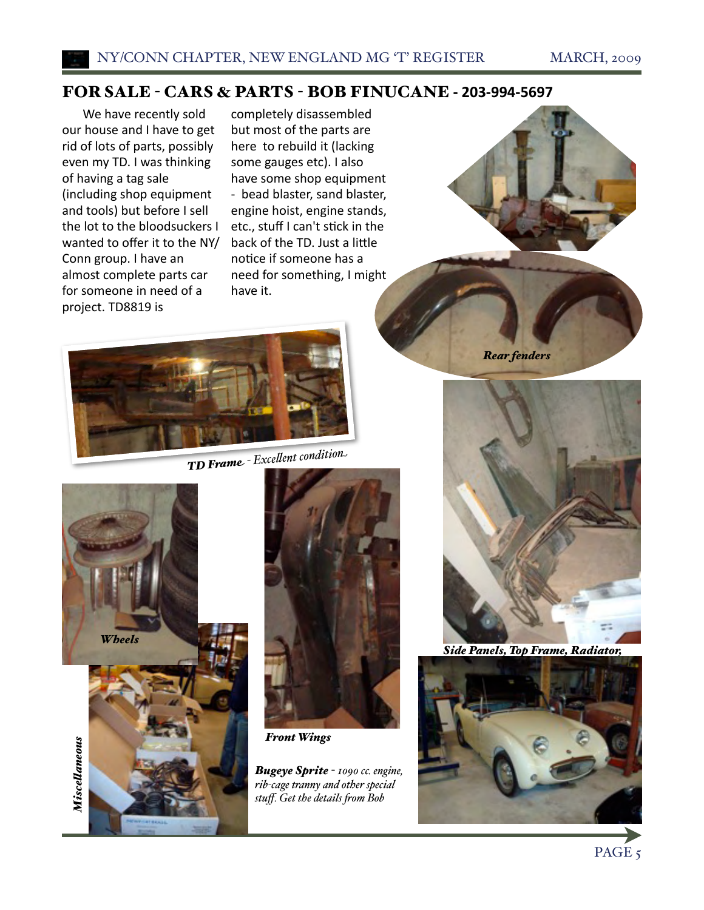## FOR SALE - CARS & PARTS - BOB FINUCANE - 203-994-5697

We have recently sold our house and I have to get rid of lots of parts, possibly even my TD. I was thinking of having a tag sale (including shop equipment and tools) but before I sell the lot to the bloodsuckers I wanted to offer it to the NY/Conn group. I have an almost complete parts car for someone in need of a project. TD8819 is completely disassembled but most of the parts are here to rebuild it (lacking some gauges etc). I also have some shop equipment - bead blaster, sand blaster, engine hoist, engine stands, etc., stuff I can't stick in the back of the TD. Just a little notice if someone has a need for something, I might have it.

***Rear fenders***

***TD Frame** - Excellent condition*

***Side Panels, Top Frame, Radiator,***

***Wheels***

***Front Wings***

***Bugeye Sprite** - 1090 cc. engine, rib-cage tranny and other special stuff. Get the details from Bob*

***Miscellaneous***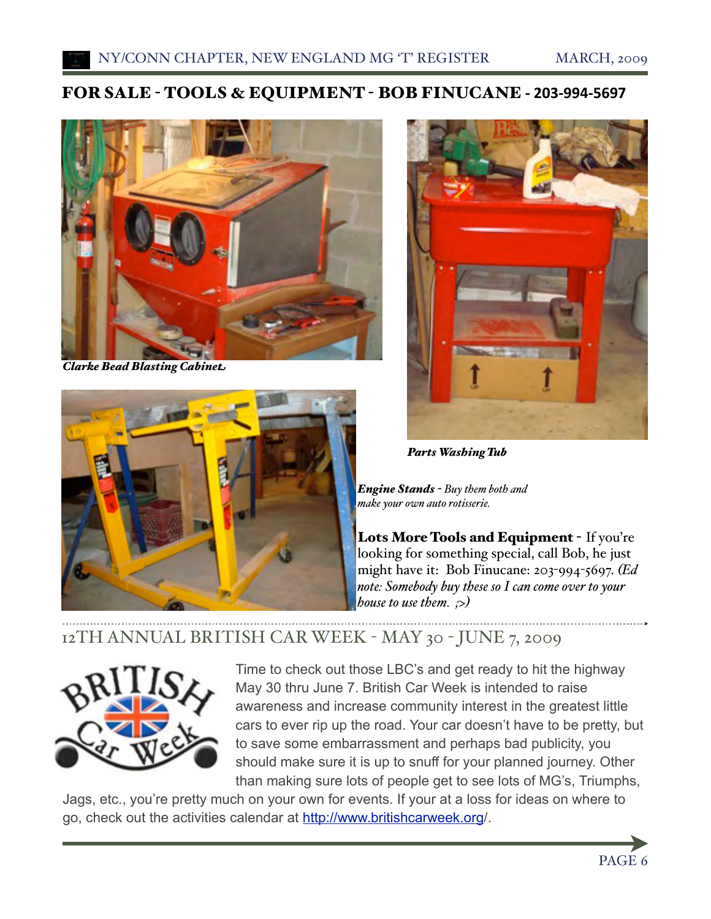## FOR SALE - TOOLS & EQUIPMENT - BOB FINUCANE - 203-994-5697

***Clarke Bead Blasting Cabinet***

***Parts Washing Tub***

***Engine Stands*** - *Buy them both and make your own auto rotisserie.*

**Lots More Tools and Equipment** - If you're looking for something special, call Bob, he just might have it: Bob Finucane: 203-994-5697. *(Ed note: Somebody buy these so I can come over to your house to use them. ;>)*

## 12TH ANNUAL BRITISH CAR WEEK - MAY 30 - JUNE 7, 2009

Time to check out those LBC's and get ready to hit the highway May 30 thru June 7. British Car Week is intended to raise awareness and increase community interest in the greatest little cars to ever rip up the road. Your car doesn't have to be pretty, but to save some embarrassment and perhaps bad publicity, you should make sure it is up to snuff for your planned journey. Other than making sure lots of people get to see lots of MG's, Triumphs, Jags, etc., you're pretty much on your own for events. If your at a loss for ideas on where to go, check out the activities calendar at [http://www.britishcarweek.org](http://www.britishcarweek.org)/.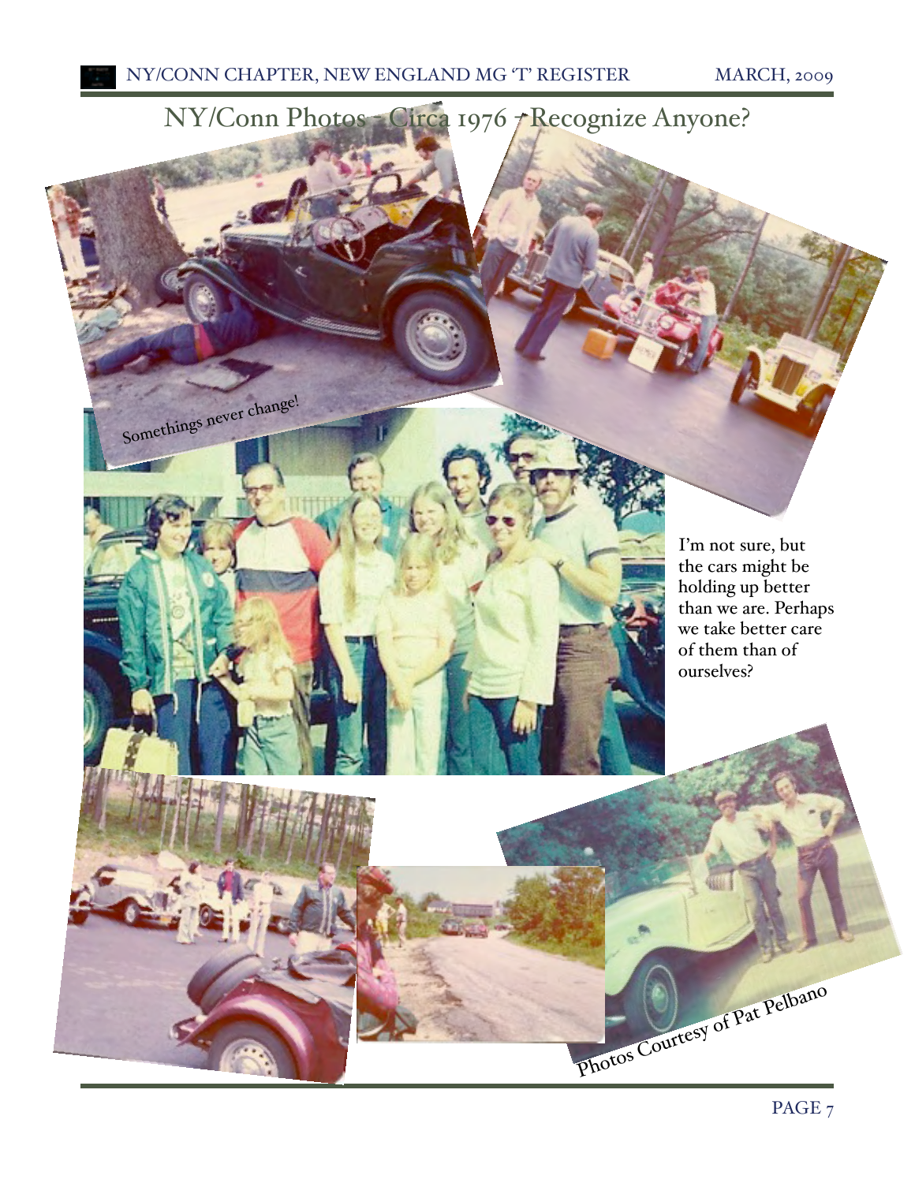## NY/Conn Photos - Circa 1976 - Recognize Anyone?

Somethings never change!

I'm not sure, but the cars might be holding up better than we are. Perhaps we take better care of them than of ourselves?

Photos Courtesy of Pat Pelbano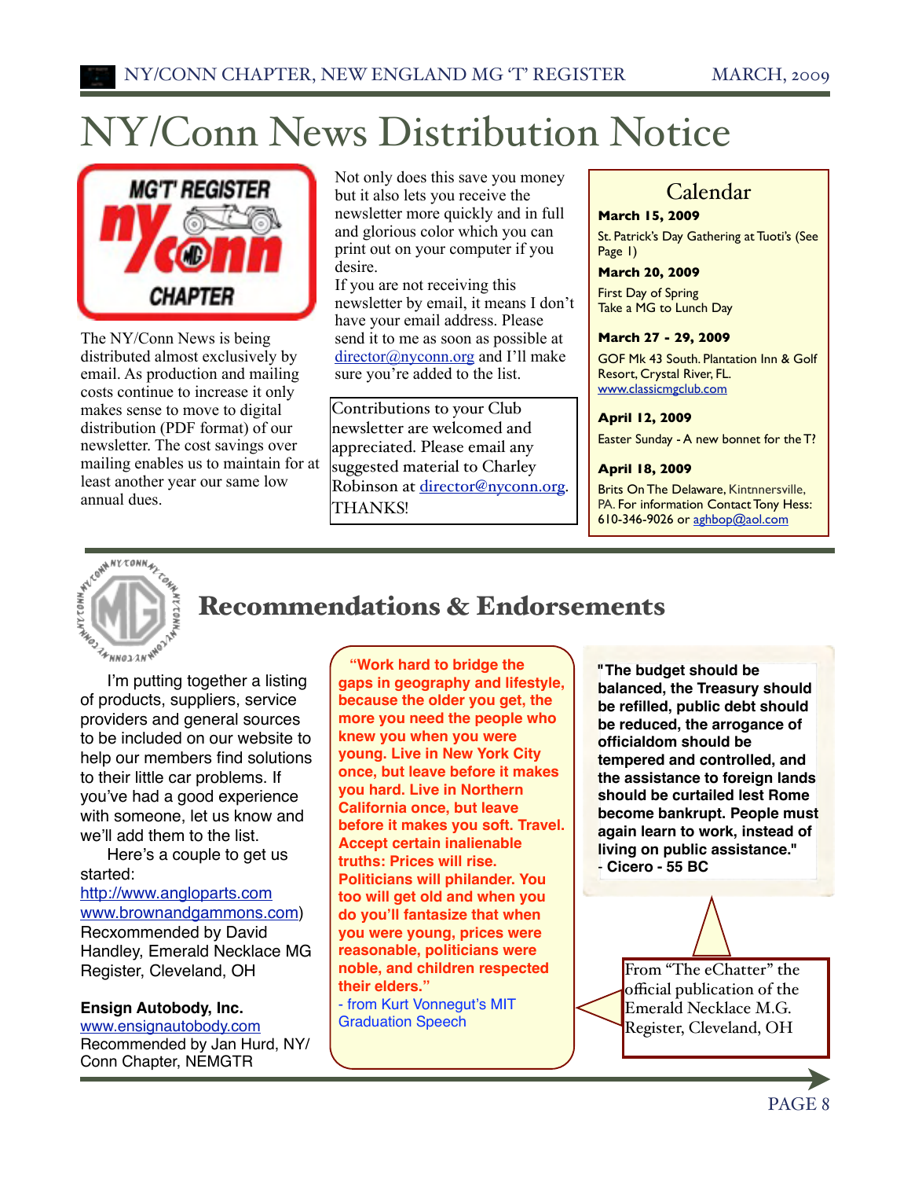# NY/Conn News Distribution Notice

The NY/Conn News is being distributed almost exclusively by email. As production and mailing costs continue to increase it only makes sense to move to digital distribution (PDF format) of our newsletter. The cost savings over mailing enables us to maintain for at least another year our same low annual dues.

Not only does this save you money but it also lets you receive the newsletter more quickly and in full and glorious color which you can print out on your computer if you desire.

If you are not receiving this newsletter by email, it means I don't have your email address. Please send it to me as soon as possible at director@nyconn.org and I'll make sure you're added to the list.

Contributions to your Club newsletter are welcomed and appreciated. Please email any suggested material to Charley Robinson at director@nyconn.org. THANKS!

## Calendar

**March 15, 2009**

St. Patrick's Day Gathering at Tuoti's (See Page 1)

**March 20, 2009**

First Day of Spring
Take a MG to Lunch Day

**March 27 - 29, 2009**

GOF Mk 43 South. Plantation Inn & Golf Resort, Crystal River, FL.
www.classicmgclub.com

**April 12, 2009**

Easter Sunday - A new bonnet for the T?

**April 18, 2009**

Brits On The Delaware, Kintnnersville, PA. For information Contact Tony Hess: 610-346-9026 or aghbop@aol.com

# Recommendations & Endorsements

I'm putting together a listing of products, suppliers, service providers and general sources to be included on our website to help our members find solutions to their little car problems. If you've had a good experience with someone, let us know and we'll add them to the list.

Here's a couple to get us started:

http://www.angloparts.com
www.brownandgammons.com)
Recxommended by David Handley, Emerald Necklace MG Register, Cleveland, OH

**Ensign Autobody, Inc.**
www.ensignautobody.com
Recommended by Jan Hurd, NY/Conn Chapter, NEMGTR

**"Work hard to bridge the gaps in geography and lifestyle, because the older you get, the more you need the people who knew you when you were young. Live in New York City once, but leave before it makes you hard. Live in Northern California once, but leave before it makes you soft. Travel. Accept certain inalienable truths: Prices will rise. Politicians will philander. You too will get old and when you do you'll fantasize that when you were young, prices were reasonable, politicians were noble, and children respected their elders."**

- from Kurt Vonnegut's MIT Graduation Speech

**"The budget should be balanced, the Treasury should be refilled, public debt should be reduced, the arrogance of officialdom should be tempered and controlled, and the assistance to foreign lands should be curtailed lest Rome become bankrupt. People must again learn to work, instead of living on public assistance."**
**- Cicero - 55 BC**

From "The eChatter" the official publication of the Emerald Necklace M.G. Register, Cleveland, OH